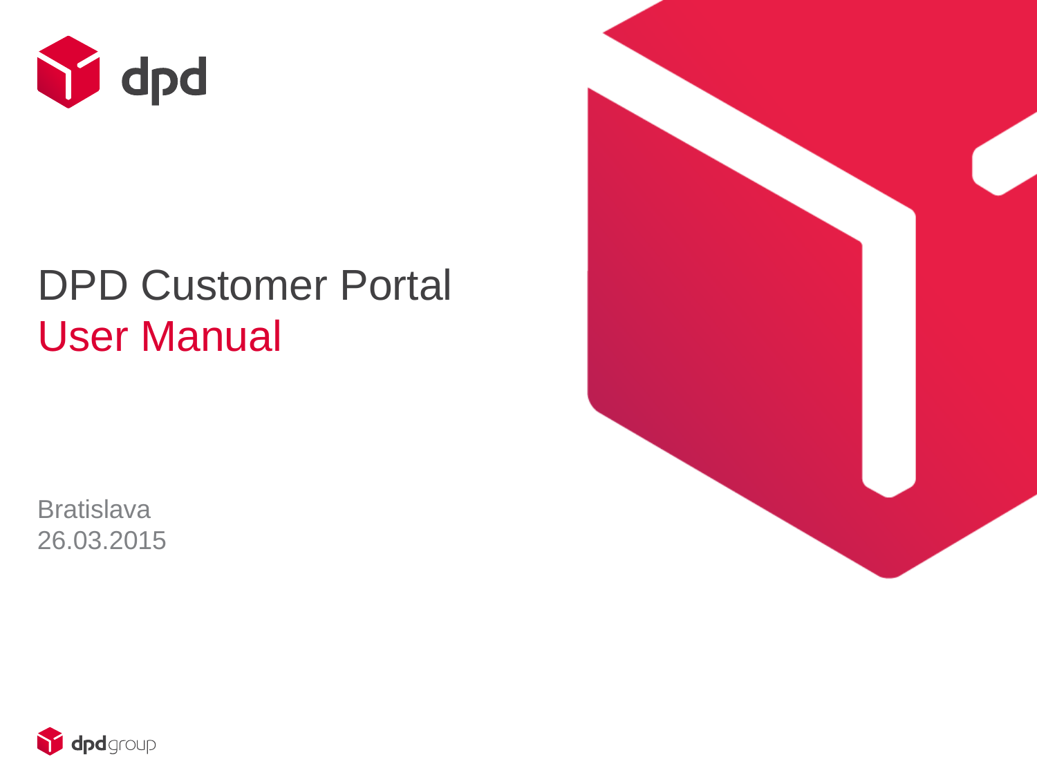# DPD Customer Portal

## User Manual

Bratislava
26.03.2015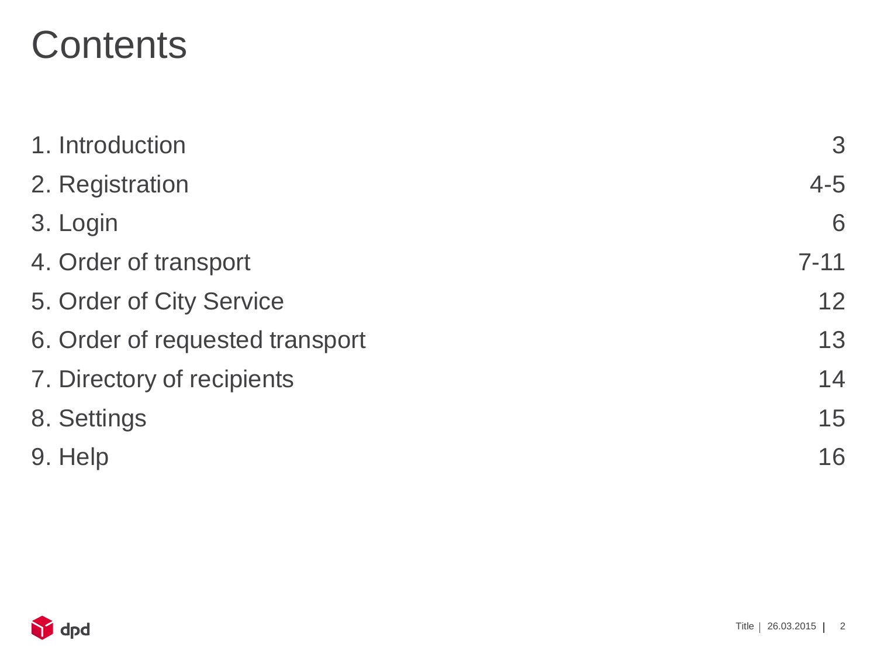# Contents

| | |
|---|---|
| 1. Introduction | 3 |
| 2. Registration | 4-5 |
| 3. Login | 6 |
| 4. Order of transport | 7-11 |
| 5. Order of City Service | 12 |
| 6. Order of requested transport | 13 |
| 7. Directory of recipients | 14 |
| 8. Settings | 15 |
| 9. Help | 16 |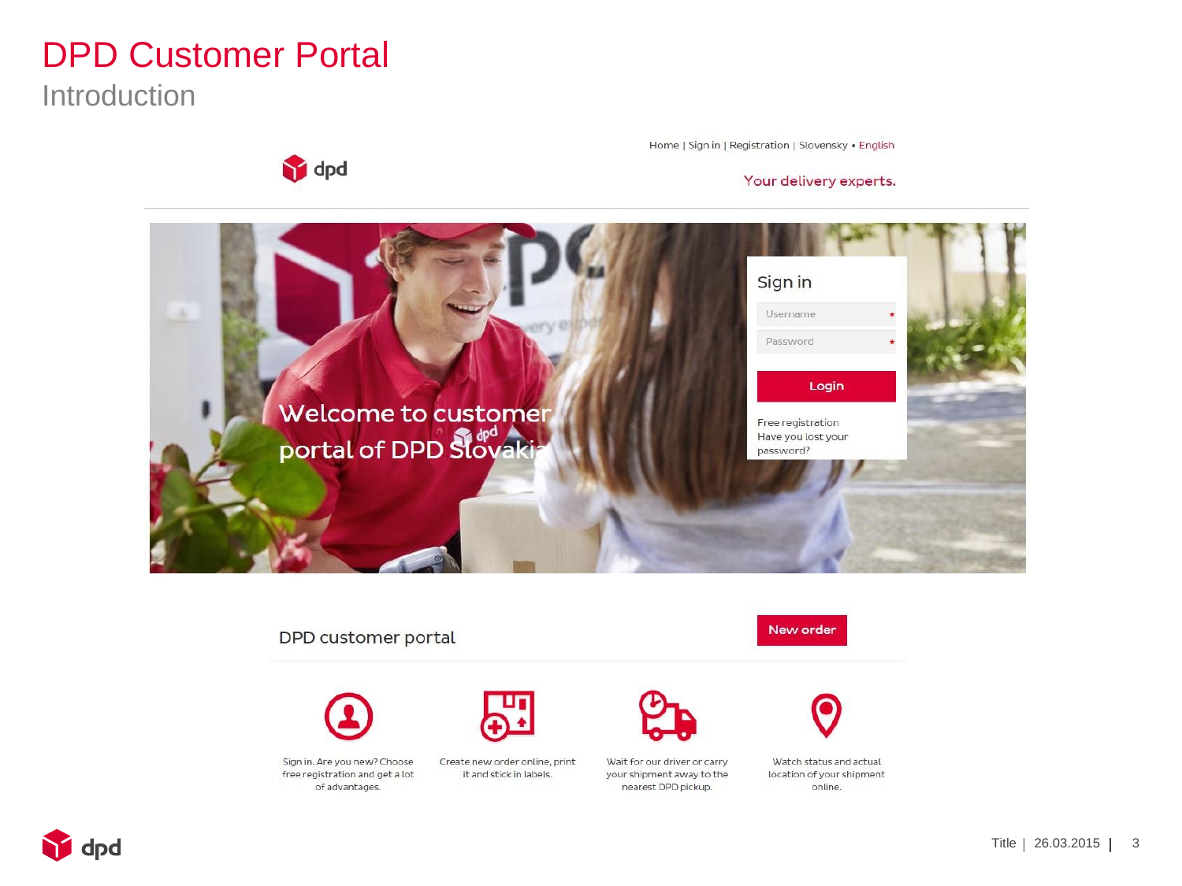# DPD Customer Portal

## Introduction

Home | Sign in | Registration | Slovensky • English

Your delivery experts.

Welcome to customer portal of DPD Slovakia

Sign in

Username *

Password *

Login

Free registration

Have you lost your password?

DPD customer portal

New order

Sign in. Are you new? Choose free registration and get a lot of advantages.

Create new order online, print it and stick in labels.

Wait for our driver or carry your shipment away to the nearest DPD pickup.

Watch status and actual location of your shipment online.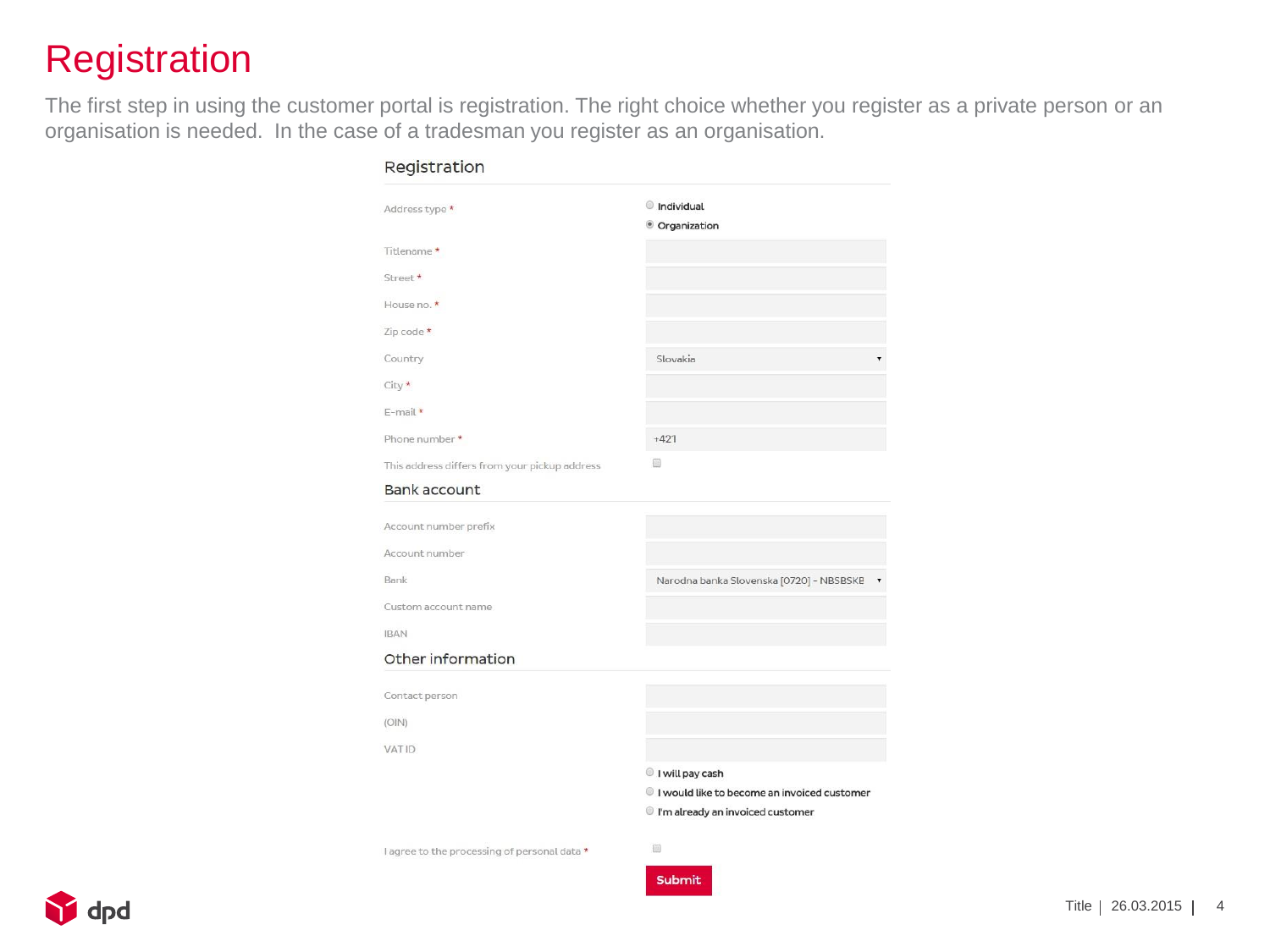# Registration

The first step in using the customer portal is registration. The right choice whether you register as a private person or an organisation is needed. In the case of a tradesman you register as an organisation.

## Registration

Address type *
- Individual
- Organization

Titlename *

Street *

House no. *

Zip code *

Country — Slovakia

City *

E-mail *

Phone number * — +421

This address differs from your pickup address

## Bank account

Account number prefix

Account number

Bank — Narodna banka Slovenska [0720] - NBSBSKB

Custom account name

IBAN

## Other information

Contact person

(OIN)

VAT ID

- I will pay cash
- I would like to become an invoiced customer
- I'm already an invoiced customer

I agree to the processing of personal data *

Submit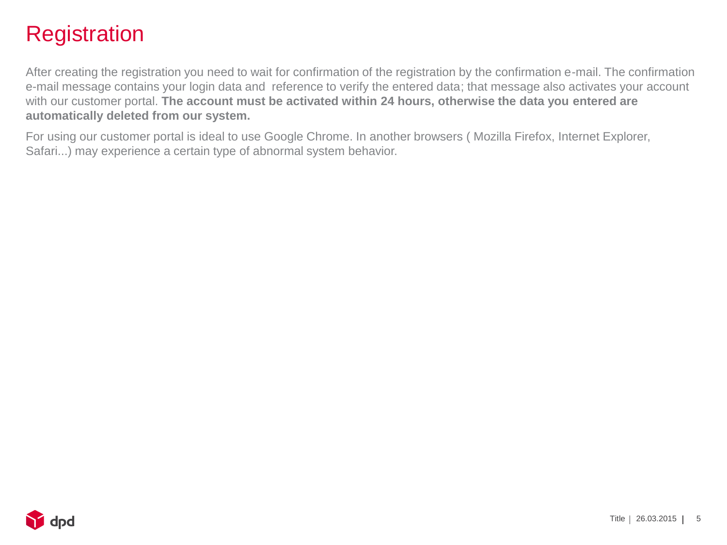# Registration

After creating the registration you need to wait for confirmation of the registration by the confirmation e-mail. The confirmation e-mail message contains your login data and reference to verify the entered data; that message also activates your account with our customer portal. **The account must be activated within 24 hours, otherwise the data you entered are automatically deleted from our system.**

For using our customer portal is ideal to use Google Chrome. In another browsers ( Mozilla Firefox, Internet Explorer, Safari...) may experience a certain type of abnormal system behavior.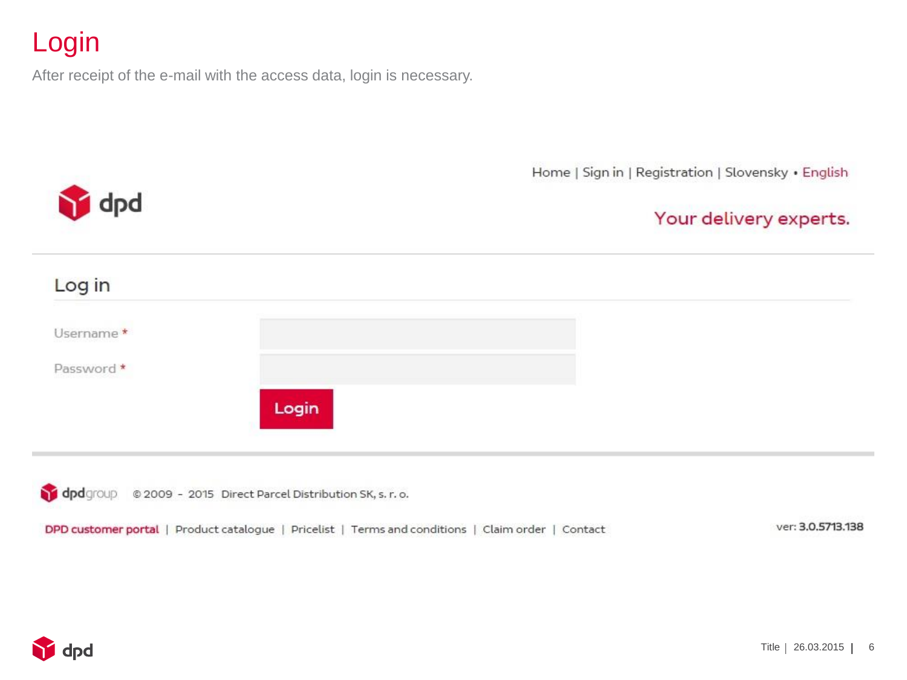# Login

After receipt of the e-mail with the access data, login is necessary.

Home | Sign in | Registration | Slovensky • English

dpd

Your delivery experts.

## Log in

Username *

Password *

Login

dpdgroup © 2009 - 2015 Direct Parcel Distribution SK, s. r. o.

DPD customer portal | Product catalogue | Pricelist | Terms and conditions | Claim order | Contact

ver: 3.0.5713.138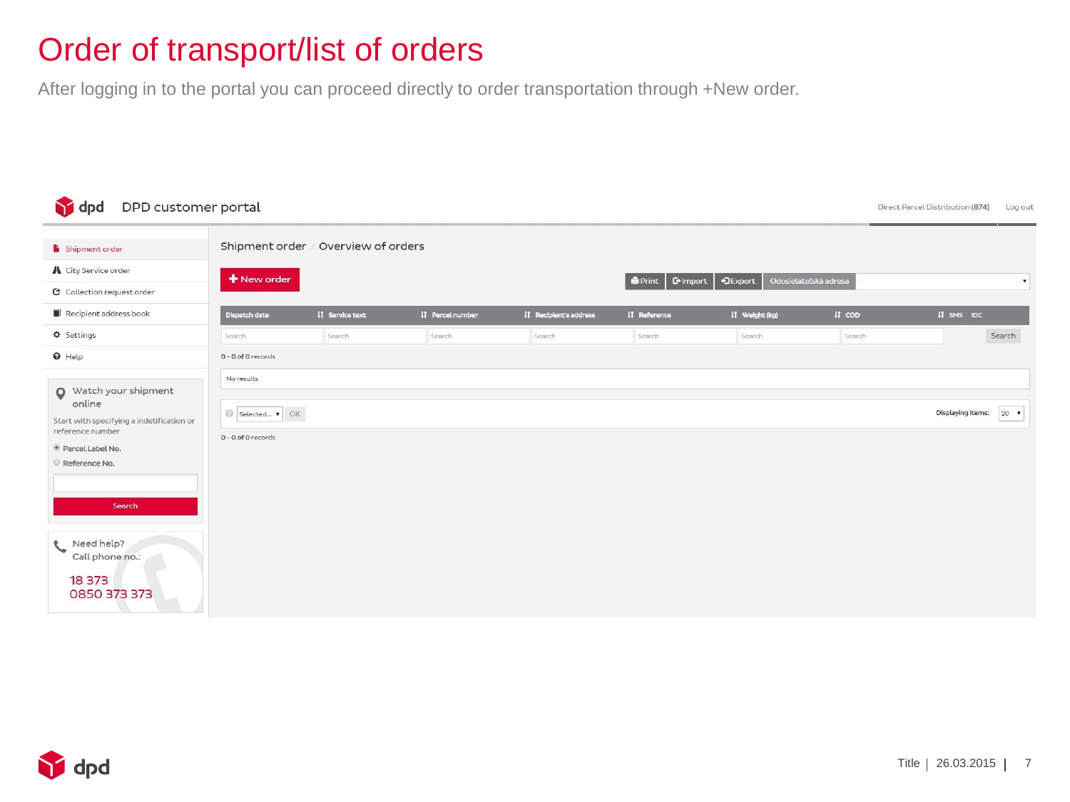# Order of transport/list of orders

After logging in to the portal you can proceed directly to order transportation through +New order.

dpd DPD customer portal

Direct Parcel Distribution (874) Log out

- Shipment order
- City Service order
- Collection request order
- Recipient address book
- Settings
- Help

Watch your shipment online

Start with specifying a indetification or reference number

- Parcel Label No.
- Reference No.

Search

Need help?
Call phone no.:

18 373
0850 373 373

Shipment order / Overview of orders

+ New order

Print | Import | Export | Odosielateľská adresa

| Dispatch date | Service text | Parcel number | Recipient's address | Reference | Weight (kg) | COD | SMS | IDC |
|---|---|---|---|---|---|---|---|---|
| Search | Search | Search | Search | Search | Search | Search | | Search |

0 - 0 of 0 records

No results

Selected... OK

Displaying items: 20

0 - 0 of 0 records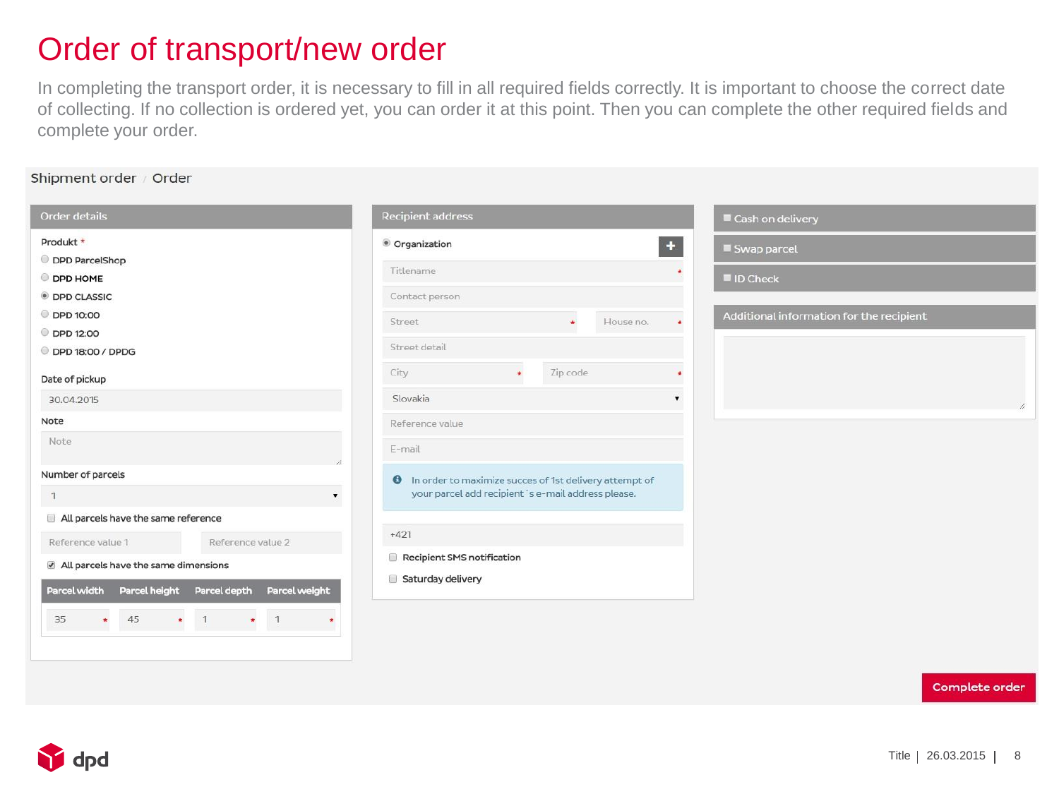# Order of transport/new order

In completing the transport order, it is necessary to fill in all required fields correctly. It is important to choose the correct date of collecting. If no collection is ordered yet, you can order it at this point. Then you can complete the other required fields and complete your order.

Shipment order / Order

**Order details**

Produkt *

- DPD ParcelShop
- DPD HOME
- DPD CLASSIC
- DPD 10:00
- DPD 12:00
- DPD 18:00 / DPDG

Date of pickup

30.04.2015

Note

Note

Number of parcels

1

All parcels have the same reference

Reference value 1 | Reference value 2

All parcels have the same dimensions

| Parcel width | Parcel height | Parcel depth | Parcel weight |
|---|---|---|---|
| 35 * | 45 * | 1 * | 1 * |

**Recipient address**

Organization

Titlename *

Contact person

Street * | House no. *

Street detail

City * | Zip code *

Slovakia

Reference value

E-mail

In order to maximize succes of 1st delivery attempt of your parcel add recipient´s e-mail address please.

+421

Recipient SMS notification

Saturday delivery

**Cash on delivery**

**Swap parcel**

**ID Check**

**Additional information for the recipient**

Complete order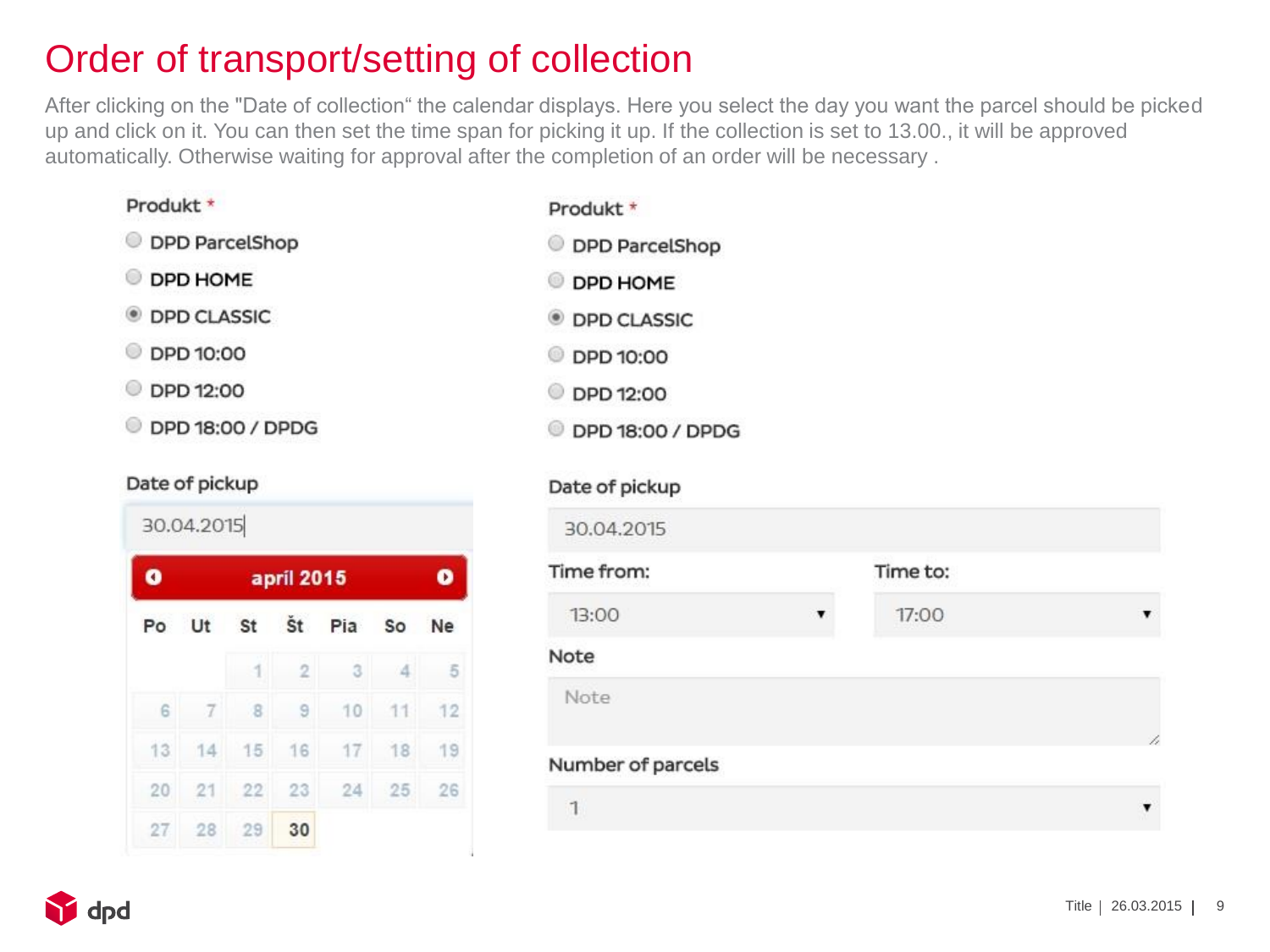# Order of transport/setting of collection

After clicking on the "Date of collection“ the calendar displays. Here you select the day you want the parcel should be picked up and click on it. You can then set the time span for picking it up. If the collection is set to 13.00., it will be approved automatically. Otherwise waiting for approval after the completion of an order will be necessary .

Produkt *

- DPD ParcelShop
- DPD HOME
- DPD CLASSIC
- DPD 10:00
- DPD 12:00
- DPD 18:00 / DPDG

Date of pickup

30.04.2015

april 2015

| Po | Ut | St | Št | Pia | So | Ne |
|---|---|---|---|---|---|---|
| | | 1 | 2 | 3 | 4 | 5 |
| 6 | 7 | 8 | 9 | 10 | 11 | 12 |
| 13 | 14 | 15 | 16 | 17 | 18 | 19 |
| 20 | 21 | 22 | 23 | 24 | 25 | 26 |
| 27 | 28 | 29 | 30 | | | |

Produkt *

- DPD ParcelShop
- DPD HOME
- DPD CLASSIC
- DPD 10:00
- DPD 12:00
- DPD 18:00 / DPDG

Date of pickup

30.04.2015

Time from: 13:00

Time to: 17:00

Note

Note

Number of parcels

1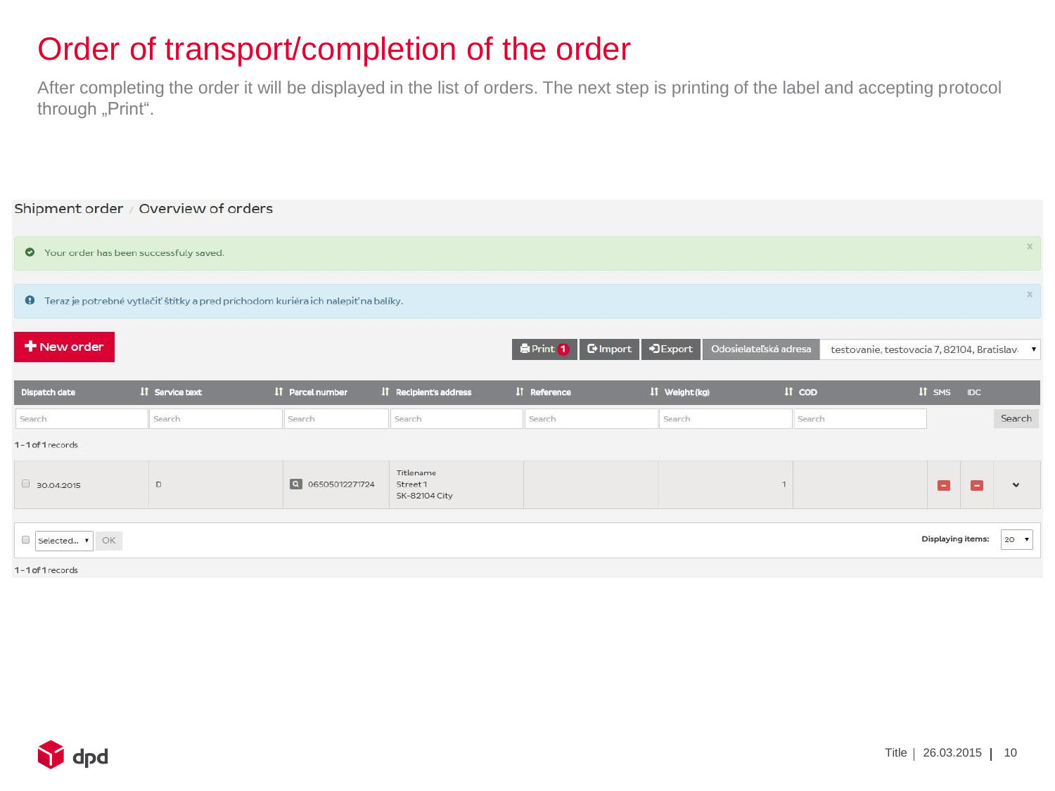# Order of transport/completion of the order

After completing the order it will be displayed in the list of orders. The next step is printing of the label and accepting protocol through „Print".

Shipment order / Overview of orders

Your order has been successfuly saved.

Teraz je potrebné vytlačiť štítky a pred prichodom kuriéra ich nalepiť na balíky.

+ New order

Print 1 | Import | Export | Odosielateľská adresa | testovanie, testovacia 7, 82104, Bratislav

| Dispatch date | Service text | Parcel number | Recipient's address | Reference | Weight (kg) | COD | SMS | IDC | |
|---|---|---|---|---|---|---|---|---|---|
| Search | Search | Search | Search | Search | Search | Search | | | Search |
| 30.04.2015 | D | 06505012271724 | Titlename Street 1 SK-82104 City | | 1 | | | | |

1 - 1 of 1 records

Selected... OK

Displaying items: 20

1 - 1 of 1 records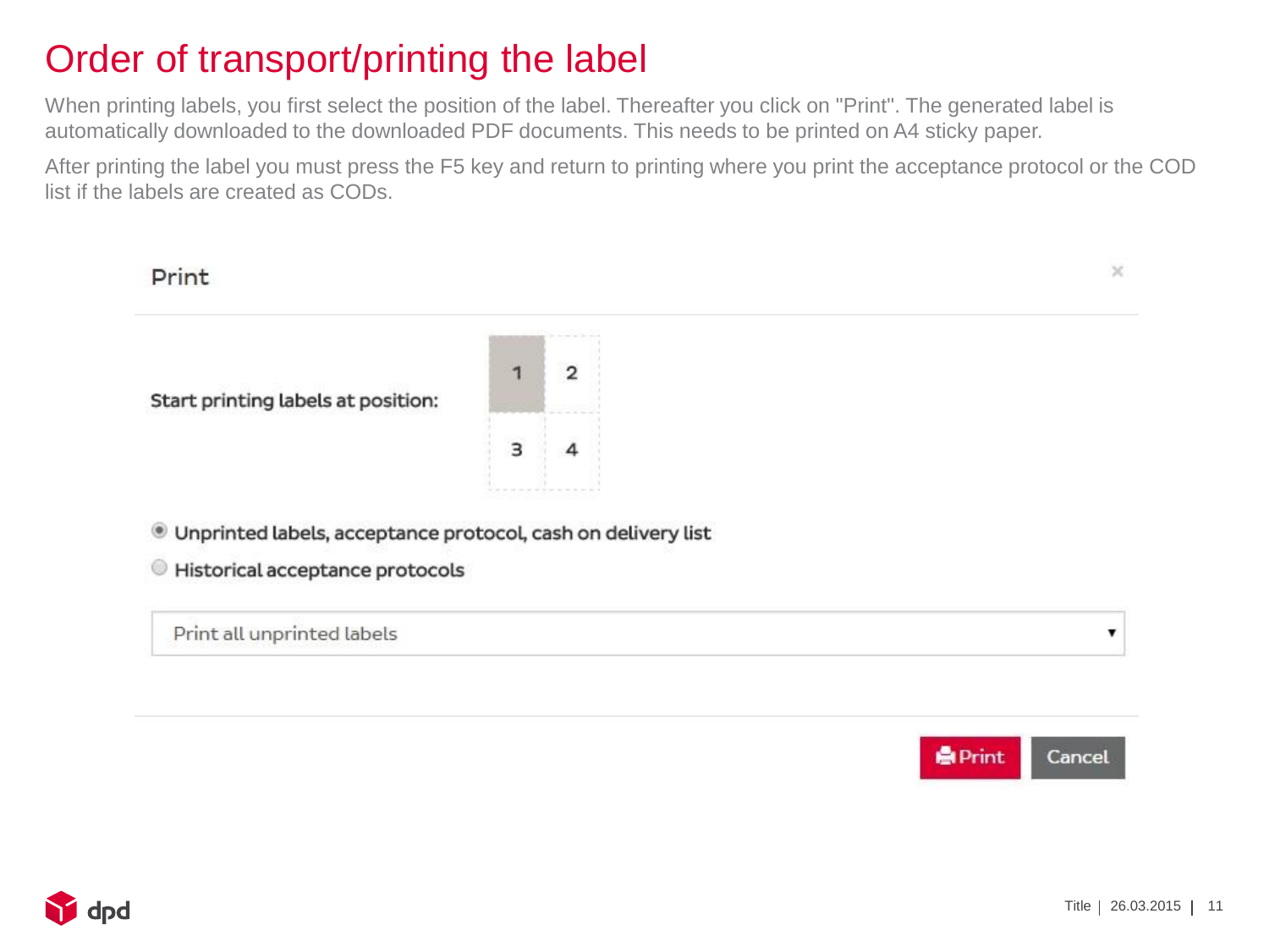# Order of transport/printing the label

When printing labels, you first select the position of the label. Thereafter you click on "Print". The generated label is automatically downloaded to the downloaded PDF documents. This needs to be printed on A4 sticky paper.

After printing the label you must press the F5 key and return to printing where you print the acceptance protocol or the COD list if the labels are created as CODs.

Print

Start printing labels at position:

| 1 | 2 |
|---|---|
| 3 | 4 |

- Unprinted labels, acceptance protocol, cash on delivery list
- Historical acceptance protocols

Print all unprinted labels

Print | Cancel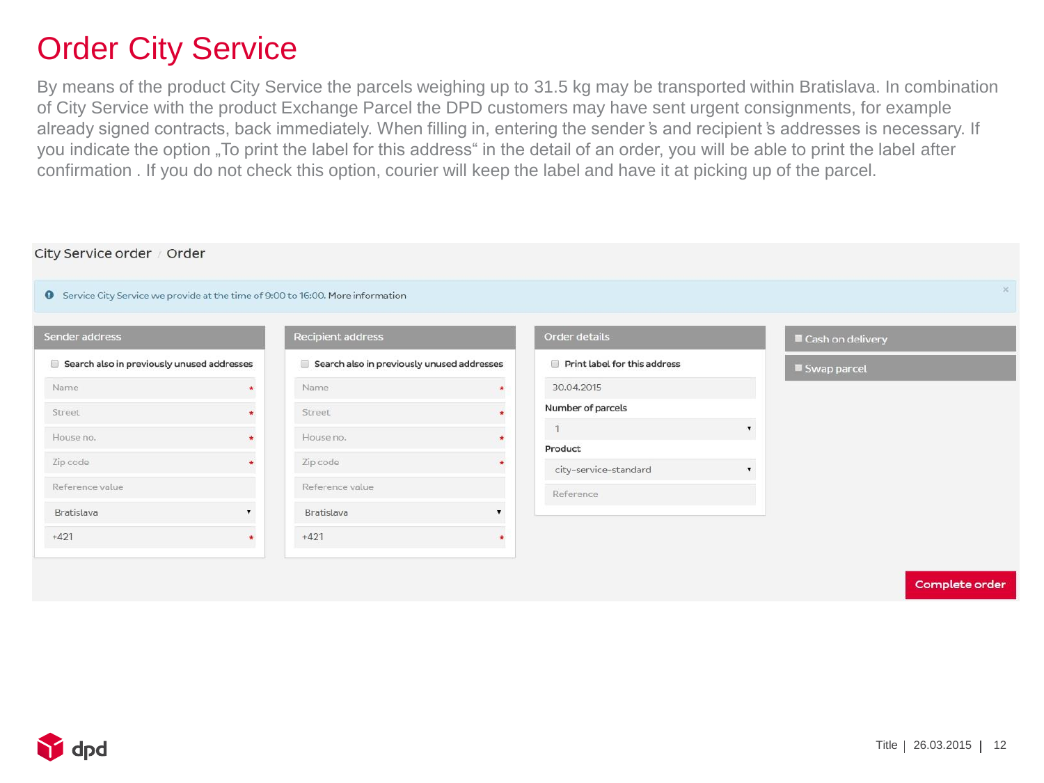# Order City Service

By means of the product City Service the parcels weighing up to 31.5 kg may be transported within Bratislava. In combination of City Service with the product Exchange Parcel the DPD customers may have sent urgent consignments, for example already signed contracts, back immediately. When filling in, entering the sender ́s and recipient ́s addresses is necessary. If you indicate the option „To print the label for this address“ in the detail of an order, you will be able to print the label after confirmation . If you do not check this option, courier will keep the label and have it at picking up of the parcel.

City Service order / Order

Service City Service we provide at the time of 9:00 to 16:00. More information

**Sender address**

- Search also in previously unused addresses
- Name *
- Street *
- House no. *
- Zip code *
- Reference value
- Bratislava
- +421 *

**Recipient address**

- Search also in previously unused addresses
- Name *
- Street *
- House no. *
- Zip code *
- Reference value
- Bratislava
- +421 *

**Order details**

- Print label for this address
- 30.04.2015
- Number of parcels: 1
- Product: city-service-standard
- Reference

**Cash on delivery**

**Swap parcel**

Complete order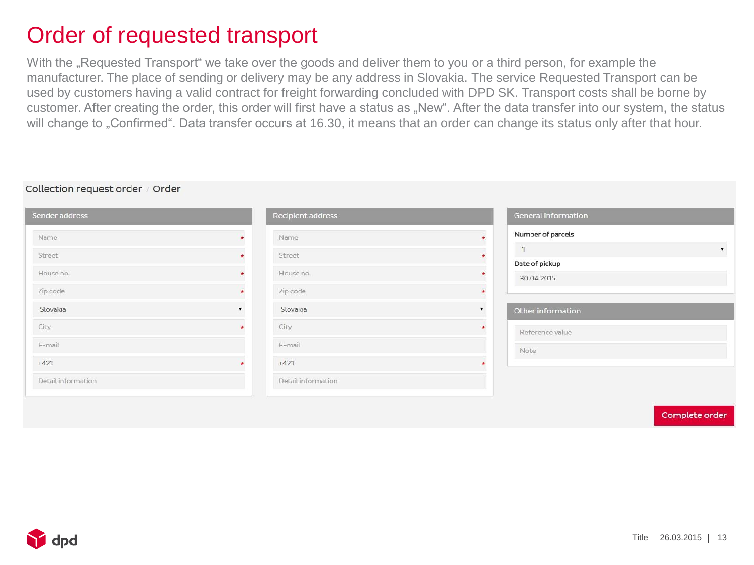# Order of requested transport

With the „Requested Transport“ we take over the goods and deliver them to you or a third person, for example the manufacturer. The place of sending or delivery may be any address in Slovakia. The service Requested Transport can be used by customers having a valid contract for freight forwarding concluded with DPD SK. Transport costs shall be borne by customer. After creating the order, this order will first have a status as „New“. After the data transfer into our system, the status will change to „Confirmed“. Data transfer occurs at 16.30, it means that an order can change its status only after that hour.

Collection request order / Order

**Sender address**

- Name *
- Street *
- House no. *
- Zip code *
- Slovakia
- City *
- E-mail
- +421 *
- Detail information

**Recipient address**

- Name *
- Street *
- House no. *
- Zip code *
- Slovakia
- City *
- E-mail
- +421 *
- Detail information

**General information**

Number of parcels: 1

Date of pickup: 30.04.2015

**Other information**

- Reference value
- Note

Complete order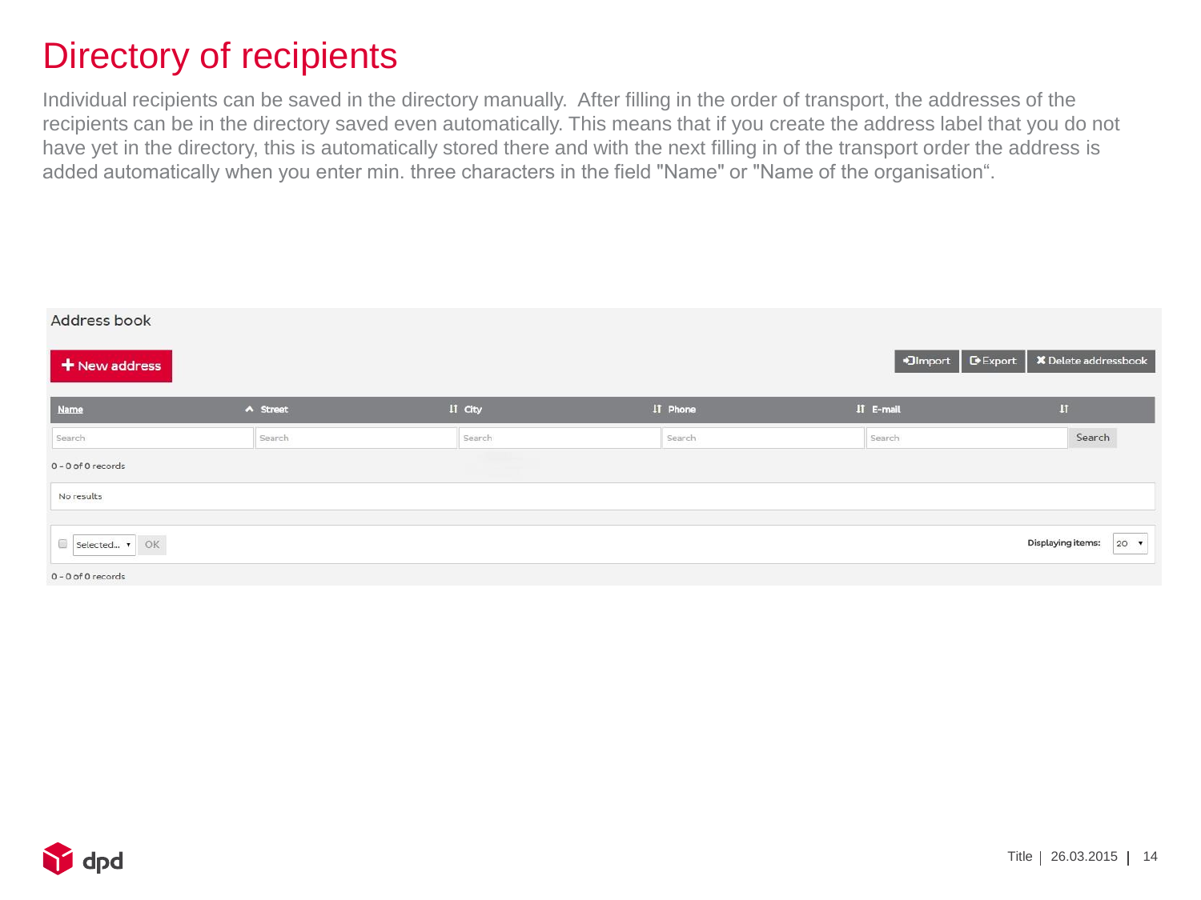# Directory of recipients

Individual recipients can be saved in the directory manually. After filling in the order of transport, the addresses of the recipients can be in the directory saved even automatically. This means that if you create the address label that you do not have yet in the directory, this is automatically stored there and with the next filling in of the transport order the address is added automatically when you enter min. three characters in the field "Name" or "Name of the organisation“.

Address book

+ New address

Import | Export | Delete addressbook

| Name | Street | City | Phone | E-mail |
| --- | --- | --- | --- | --- |
| Search | Search | Search | Search | Search |

Search

0 - 0 of 0 records

No results

Selected... OK

Displaying items: 20

0 - 0 of 0 records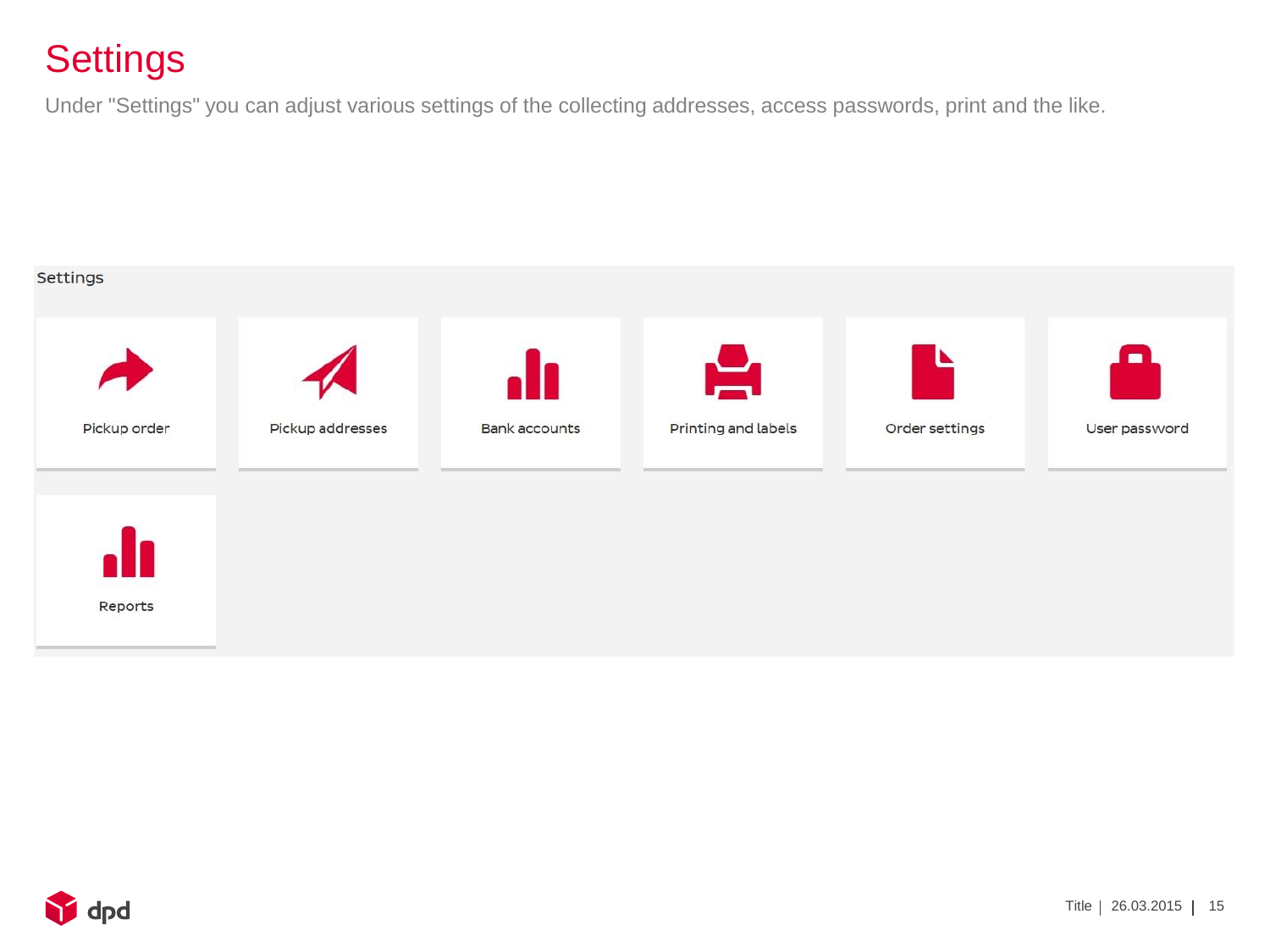# Settings

Under "Settings" you can adjust various settings of the collecting addresses, access passwords, print and the like.

Settings

- Pickup order
- Pickup addresses
- Bank accounts
- Printing and labels
- Order settings
- User password
- Reports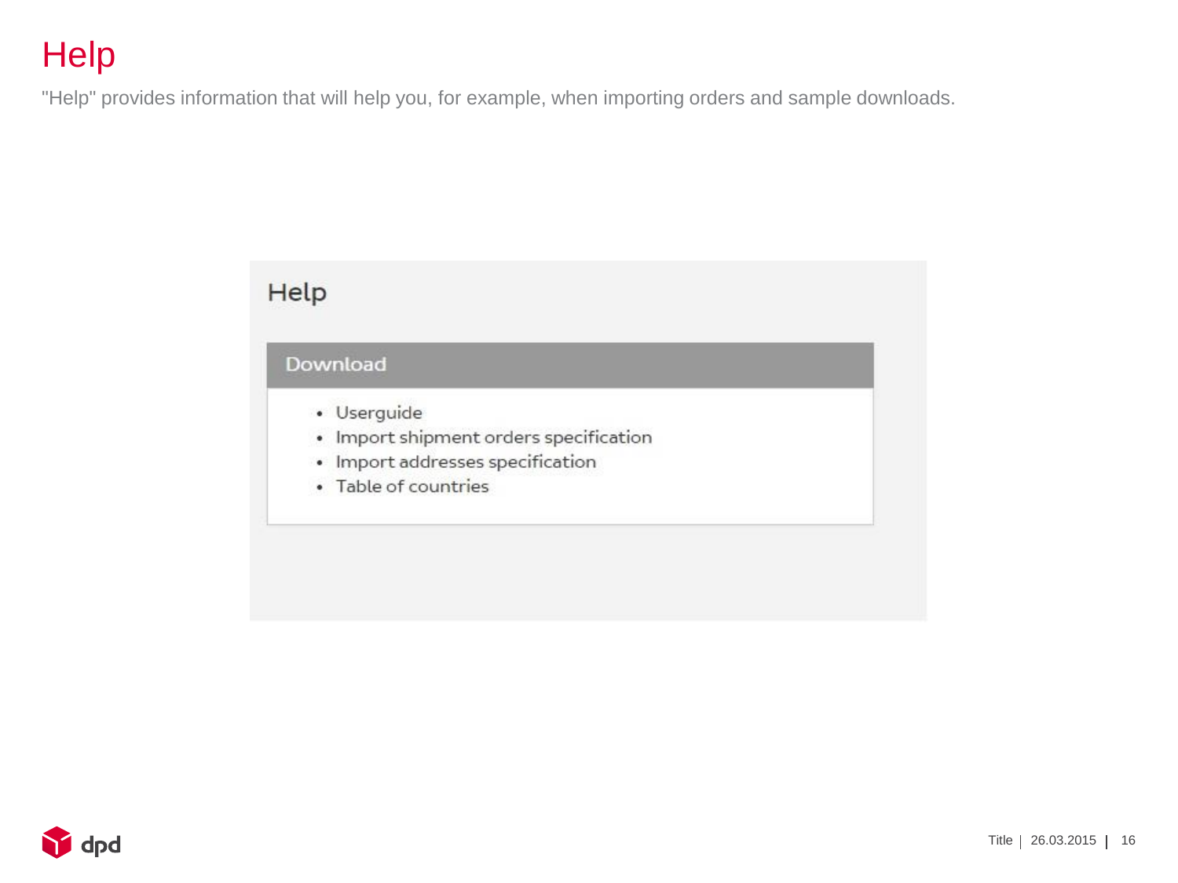# Help

"Help" provides information that will help you, for example, when importing orders and sample downloads.

## Help

### Download

- Userguide
- Import shipment orders specification
- Import addresses specification
- Table of countries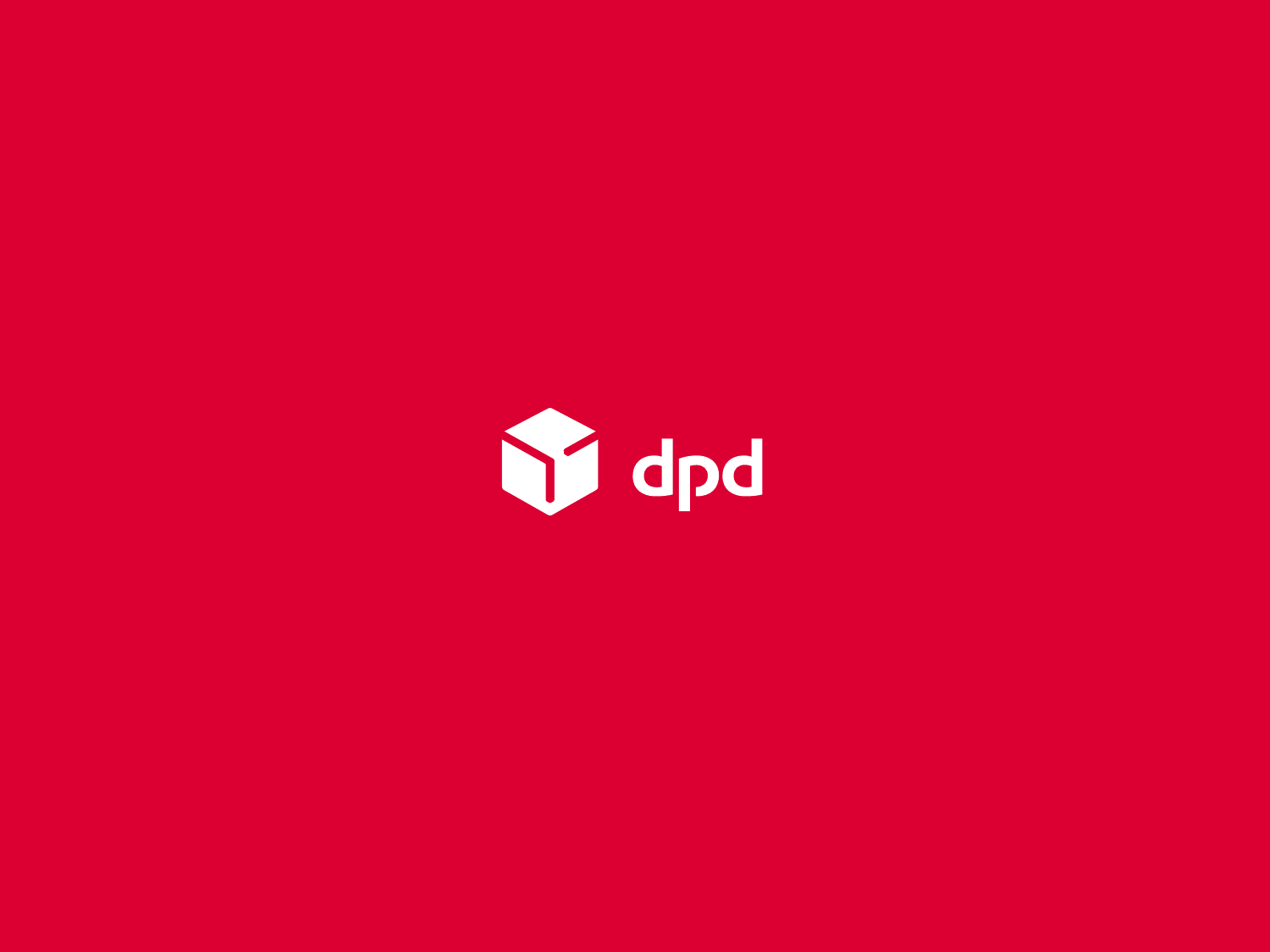dpd